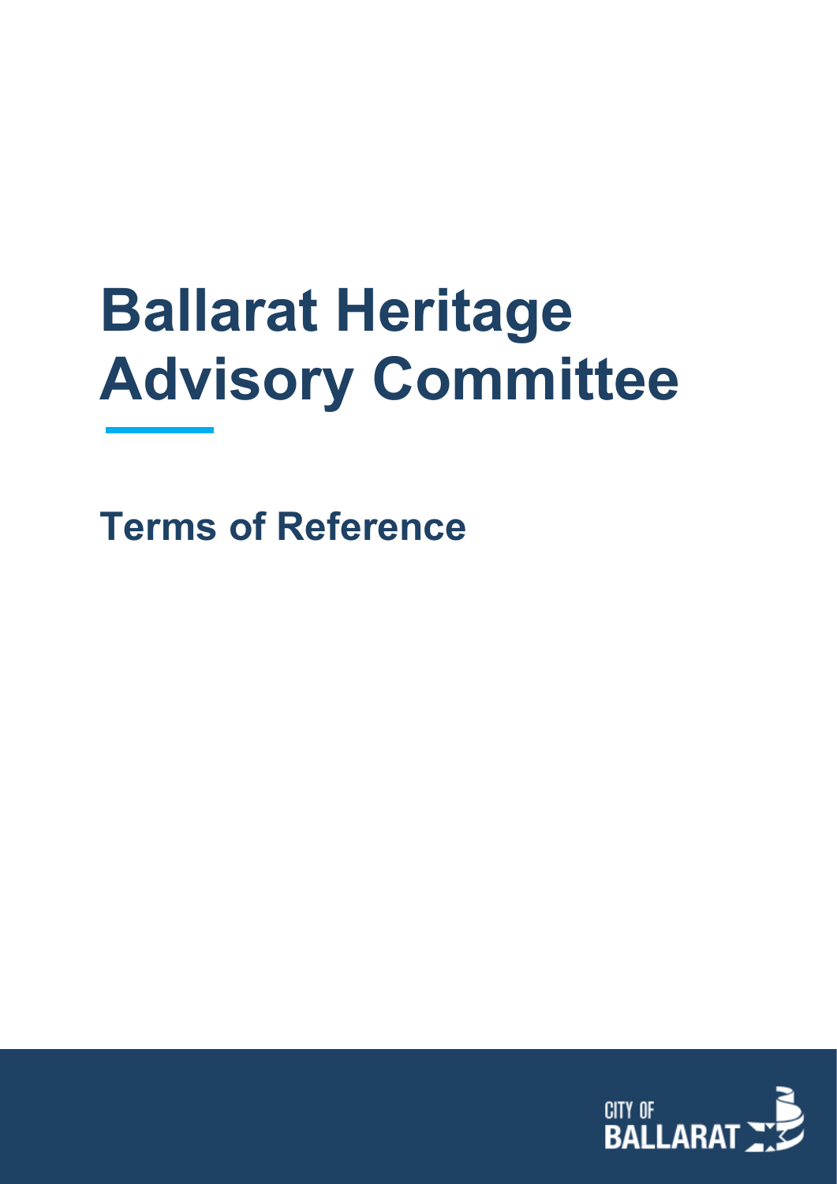# Ballarat Heritage Advisory Committee

## Terms of Reference

CITY OF BALLARAT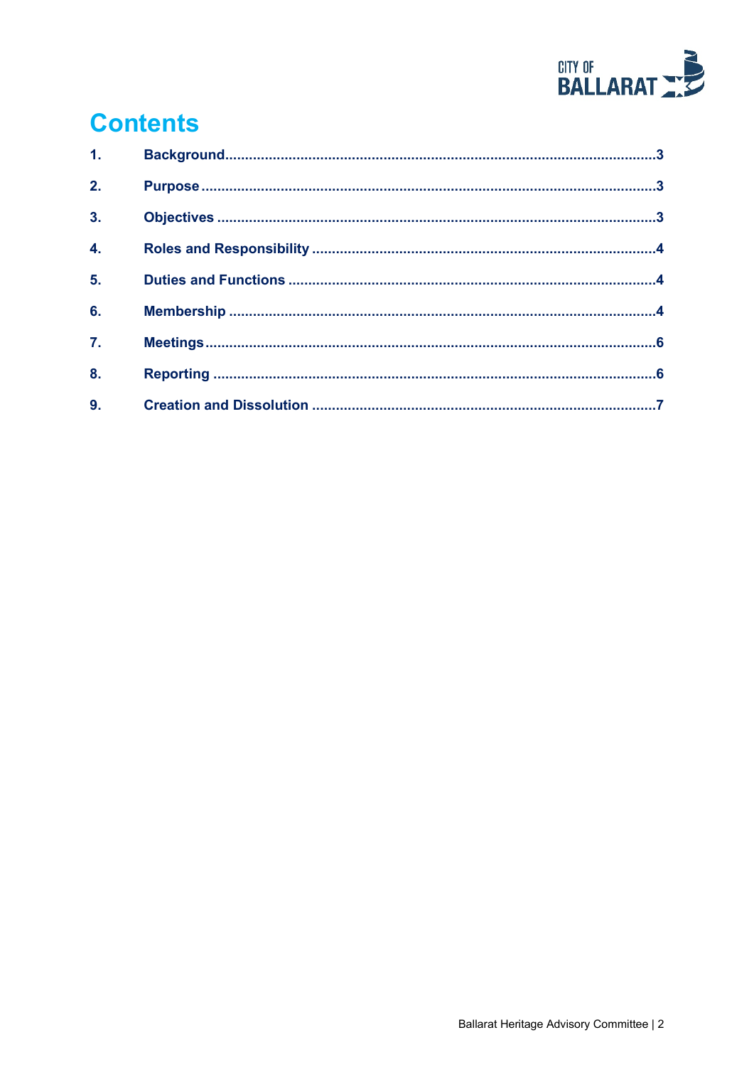# Contents

| | | |
|---|---|---|
| 1. | Background | 3 |
| 2. | Purpose | 3 |
| 3. | Objectives | 3 |
| 4. | Roles and Responsibility | 4 |
| 5. | Duties and Functions | 4 |
| 6. | Membership | 4 |
| 7. | Meetings | 6 |
| 8. | Reporting | 6 |
| 9. | Creation and Dissolution | 7 |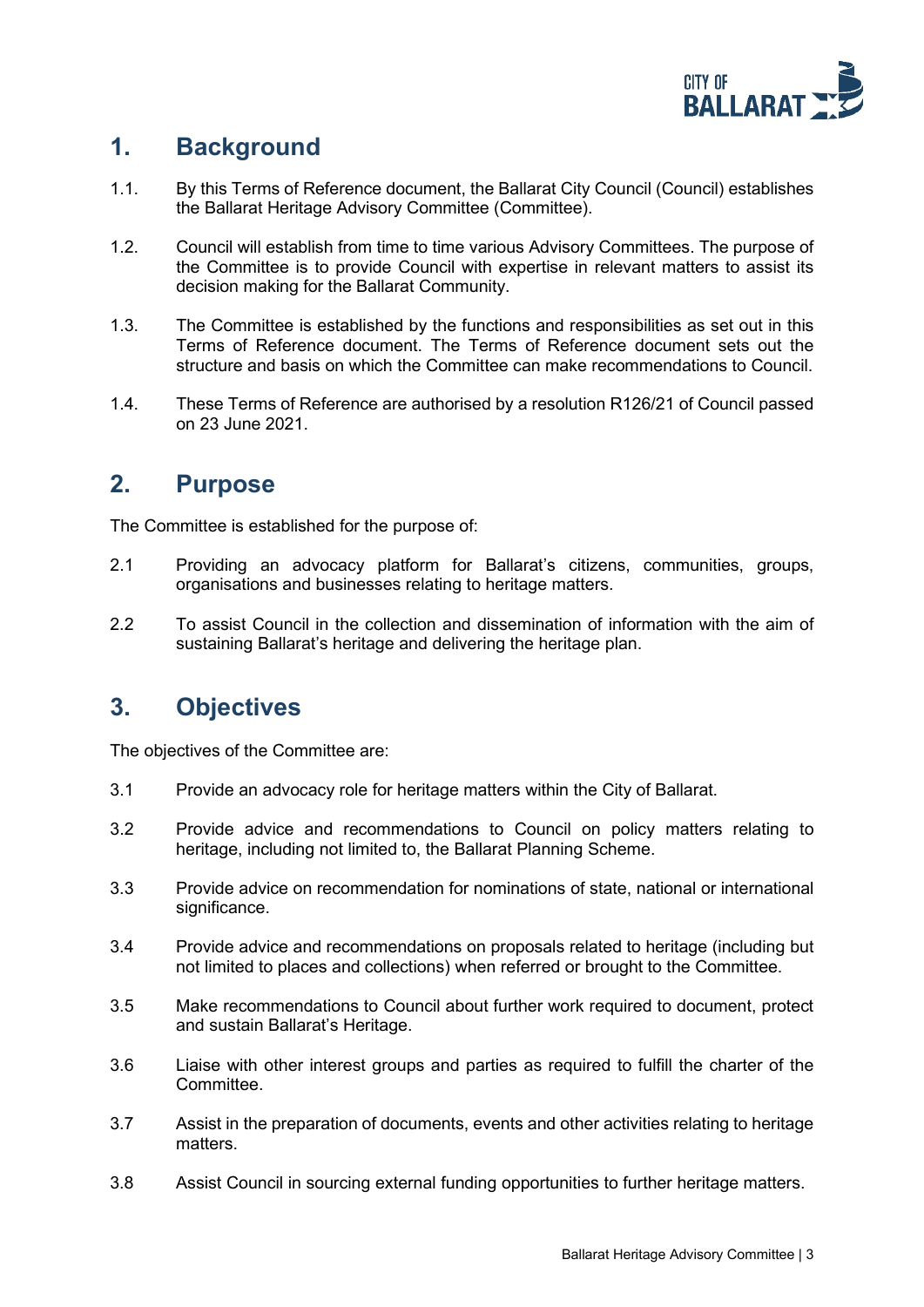## 1. Background

1.1. By this Terms of Reference document, the Ballarat City Council (Council) establishes the Ballarat Heritage Advisory Committee (Committee).

1.2. Council will establish from time to time various Advisory Committees. The purpose of the Committee is to provide Council with expertise in relevant matters to assist its decision making for the Ballarat Community.

1.3. The Committee is established by the functions and responsibilities as set out in this Terms of Reference document. The Terms of Reference document sets out the structure and basis on which the Committee can make recommendations to Council.

1.4. These Terms of Reference are authorised by a resolution R126/21 of Council passed on 23 June 2021.

## 2. Purpose

The Committee is established for the purpose of:

2.1 Providing an advocacy platform for Ballarat's citizens, communities, groups, organisations and businesses relating to heritage matters.

2.2 To assist Council in the collection and dissemination of information with the aim of sustaining Ballarat's heritage and delivering the heritage plan.

## 3. Objectives

The objectives of the Committee are:

3.1 Provide an advocacy role for heritage matters within the City of Ballarat.

3.2 Provide advice and recommendations to Council on policy matters relating to heritage, including not limited to, the Ballarat Planning Scheme.

3.3 Provide advice on recommendation for nominations of state, national or international significance.

3.4 Provide advice and recommendations on proposals related to heritage (including but not limited to places and collections) when referred or brought to the Committee.

3.5 Make recommendations to Council about further work required to document, protect and sustain Ballarat's Heritage.

3.6 Liaise with other interest groups and parties as required to fulfill the charter of the Committee.

3.7 Assist in the preparation of documents, events and other activities relating to heritage matters.

3.8 Assist Council in sourcing external funding opportunities to further heritage matters.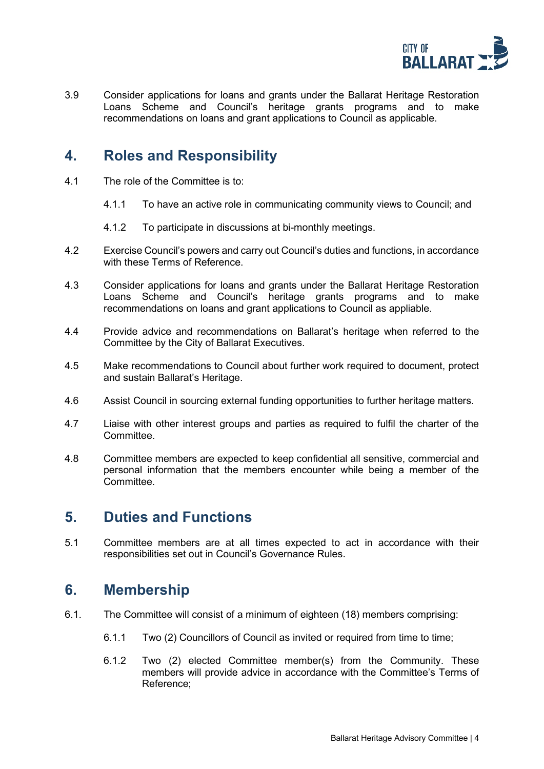3.9 Consider applications for loans and grants under the Ballarat Heritage Restoration Loans Scheme and Council's heritage grants programs and to make recommendations on loans and grant applications to Council as applicable.

## 4. Roles and Responsibility

4.1 The role of the Committee is to:

4.1.1 To have an active role in communicating community views to Council; and

4.1.2 To participate in discussions at bi-monthly meetings.

4.2 Exercise Council's powers and carry out Council's duties and functions, in accordance with these Terms of Reference.

4.3 Consider applications for loans and grants under the Ballarat Heritage Restoration Loans Scheme and Council's heritage grants programs and to make recommendations on loans and grant applications to Council as appliable.

4.4 Provide advice and recommendations on Ballarat's heritage when referred to the Committee by the City of Ballarat Executives.

4.5 Make recommendations to Council about further work required to document, protect and sustain Ballarat's Heritage.

4.6 Assist Council in sourcing external funding opportunities to further heritage matters.

4.7 Liaise with other interest groups and parties as required to fulfil the charter of the Committee.

4.8 Committee members are expected to keep confidential all sensitive, commercial and personal information that the members encounter while being a member of the Committee.

## 5. Duties and Functions

5.1 Committee members are at all times expected to act in accordance with their responsibilities set out in Council's Governance Rules.

## 6. Membership

6.1. The Committee will consist of a minimum of eighteen (18) members comprising:

6.1.1 Two (2) Councillors of Council as invited or required from time to time;

6.1.2 Two (2) elected Committee member(s) from the Community. These members will provide advice in accordance with the Committee's Terms of Reference;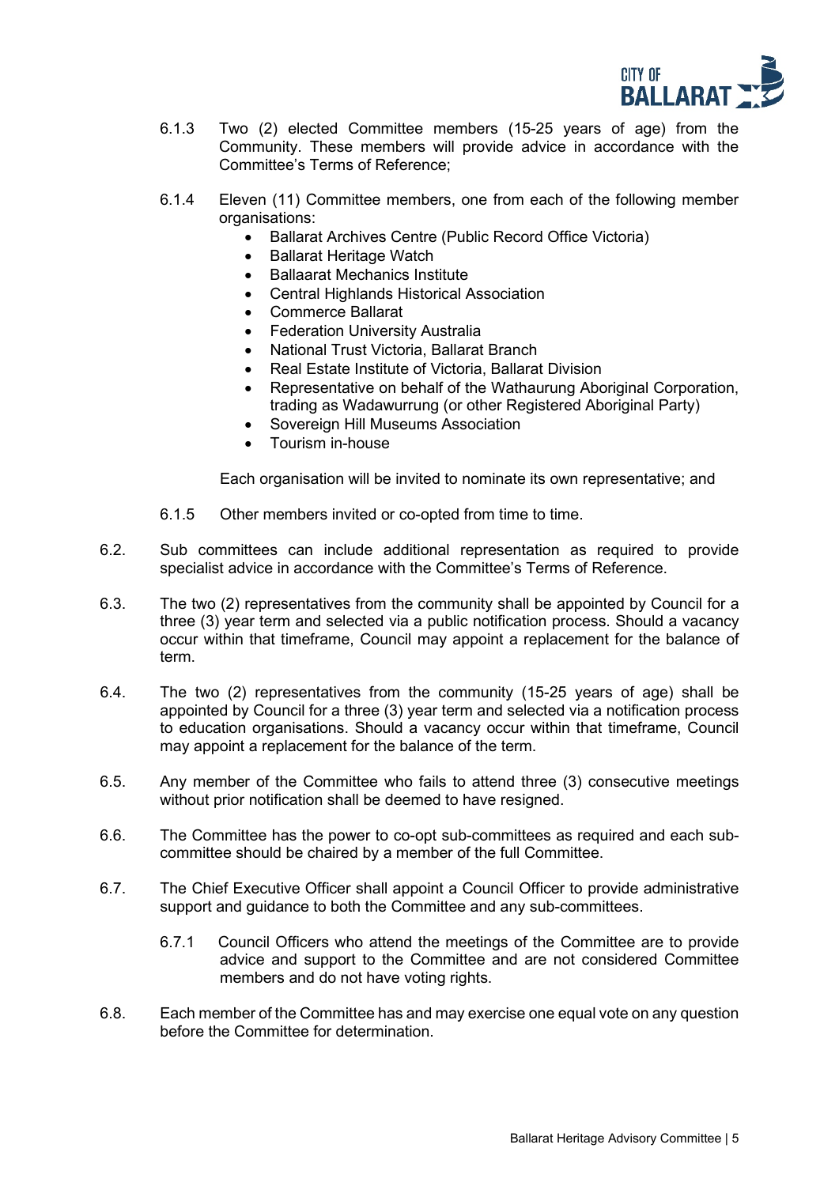6.1.3 Two (2) elected Committee members (15-25 years of age) from the Community. These members will provide advice in accordance with the Committee's Terms of Reference;

6.1.4 Eleven (11) Committee members, one from each of the following member organisations:

- Ballarat Archives Centre (Public Record Office Victoria)
- Ballarat Heritage Watch
- Ballaarat Mechanics Institute
- Central Highlands Historical Association
- Commerce Ballarat
- Federation University Australia
- National Trust Victoria, Ballarat Branch
- Real Estate Institute of Victoria, Ballarat Division
- Representative on behalf of the Wathaurung Aboriginal Corporation, trading as Wadawurrung (or other Registered Aboriginal Party)
- Sovereign Hill Museums Association
- Tourism in-house

Each organisation will be invited to nominate its own representative; and

6.1.5 Other members invited or co-opted from time to time.

6.2. Sub committees can include additional representation as required to provide specialist advice in accordance with the Committee's Terms of Reference.

6.3. The two (2) representatives from the community shall be appointed by Council for a three (3) year term and selected via a public notification process. Should a vacancy occur within that timeframe, Council may appoint a replacement for the balance of term.

6.4. The two (2) representatives from the community (15-25 years of age) shall be appointed by Council for a three (3) year term and selected via a notification process to education organisations. Should a vacancy occur within that timeframe, Council may appoint a replacement for the balance of the term.

6.5. Any member of the Committee who fails to attend three (3) consecutive meetings without prior notification shall be deemed to have resigned.

6.6. The Committee has the power to co-opt sub-committees as required and each sub-committee should be chaired by a member of the full Committee.

6.7. The Chief Executive Officer shall appoint a Council Officer to provide administrative support and guidance to both the Committee and any sub-committees.

6.7.1 Council Officers who attend the meetings of the Committee are to provide advice and support to the Committee and are not considered Committee members and do not have voting rights.

6.8. Each member of the Committee has and may exercise one equal vote on any question before the Committee for determination.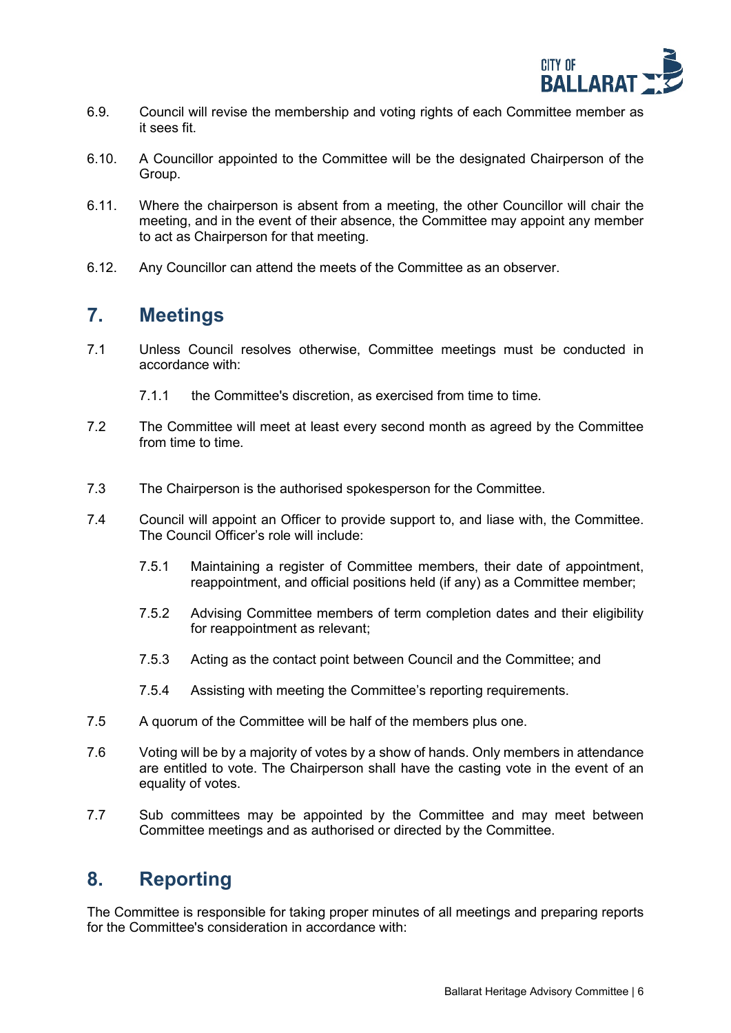6.9. Council will revise the membership and voting rights of each Committee member as it sees fit.

6.10. A Councillor appointed to the Committee will be the designated Chairperson of the Group.

6.11. Where the chairperson is absent from a meeting, the other Councillor will chair the meeting, and in the event of their absence, the Committee may appoint any member to act as Chairperson for that meeting.

6.12. Any Councillor can attend the meets of the Committee as an observer.

## 7. Meetings

7.1 Unless Council resolves otherwise, Committee meetings must be conducted in accordance with:

7.1.1 the Committee's discretion, as exercised from time to time.

7.2 The Committee will meet at least every second month as agreed by the Committee from time to time.

7.3 The Chairperson is the authorised spokesperson for the Committee.

7.4 Council will appoint an Officer to provide support to, and liase with, the Committee. The Council Officer's role will include:

7.5.1 Maintaining a register of Committee members, their date of appointment, reappointment, and official positions held (if any) as a Committee member;

7.5.2 Advising Committee members of term completion dates and their eligibility for reappointment as relevant;

7.5.3 Acting as the contact point between Council and the Committee; and

7.5.4 Assisting with meeting the Committee's reporting requirements.

7.5 A quorum of the Committee will be half of the members plus one.

7.6 Voting will be by a majority of votes by a show of hands. Only members in attendance are entitled to vote. The Chairperson shall have the casting vote in the event of an equality of votes.

7.7 Sub committees may be appointed by the Committee and may meet between Committee meetings and as authorised or directed by the Committee.

## 8. Reporting

The Committee is responsible for taking proper minutes of all meetings and preparing reports for the Committee's consideration in accordance with: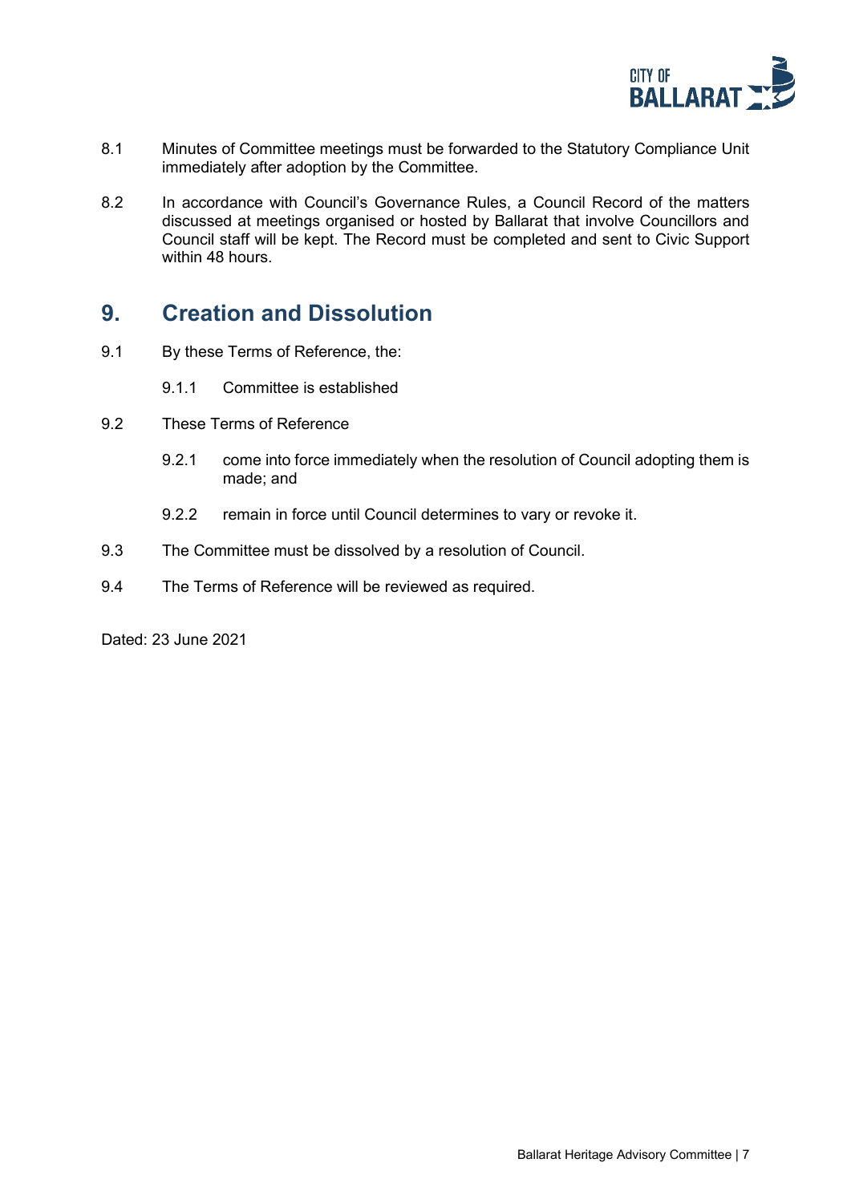8.1 Minutes of Committee meetings must be forwarded to the Statutory Compliance Unit immediately after adoption by the Committee.

8.2 In accordance with Council's Governance Rules, a Council Record of the matters discussed at meetings organised or hosted by Ballarat that involve Councillors and Council staff will be kept. The Record must be completed and sent to Civic Support within 48 hours.

## 9. Creation and Dissolution

9.1 By these Terms of Reference, the:

9.1.1 Committee is established

9.2 These Terms of Reference

9.2.1 come into force immediately when the resolution of Council adopting them is made; and

9.2.2 remain in force until Council determines to vary or revoke it.

9.3 The Committee must be dissolved by a resolution of Council.

9.4 The Terms of Reference will be reviewed as required.

Dated: 23 June 2021